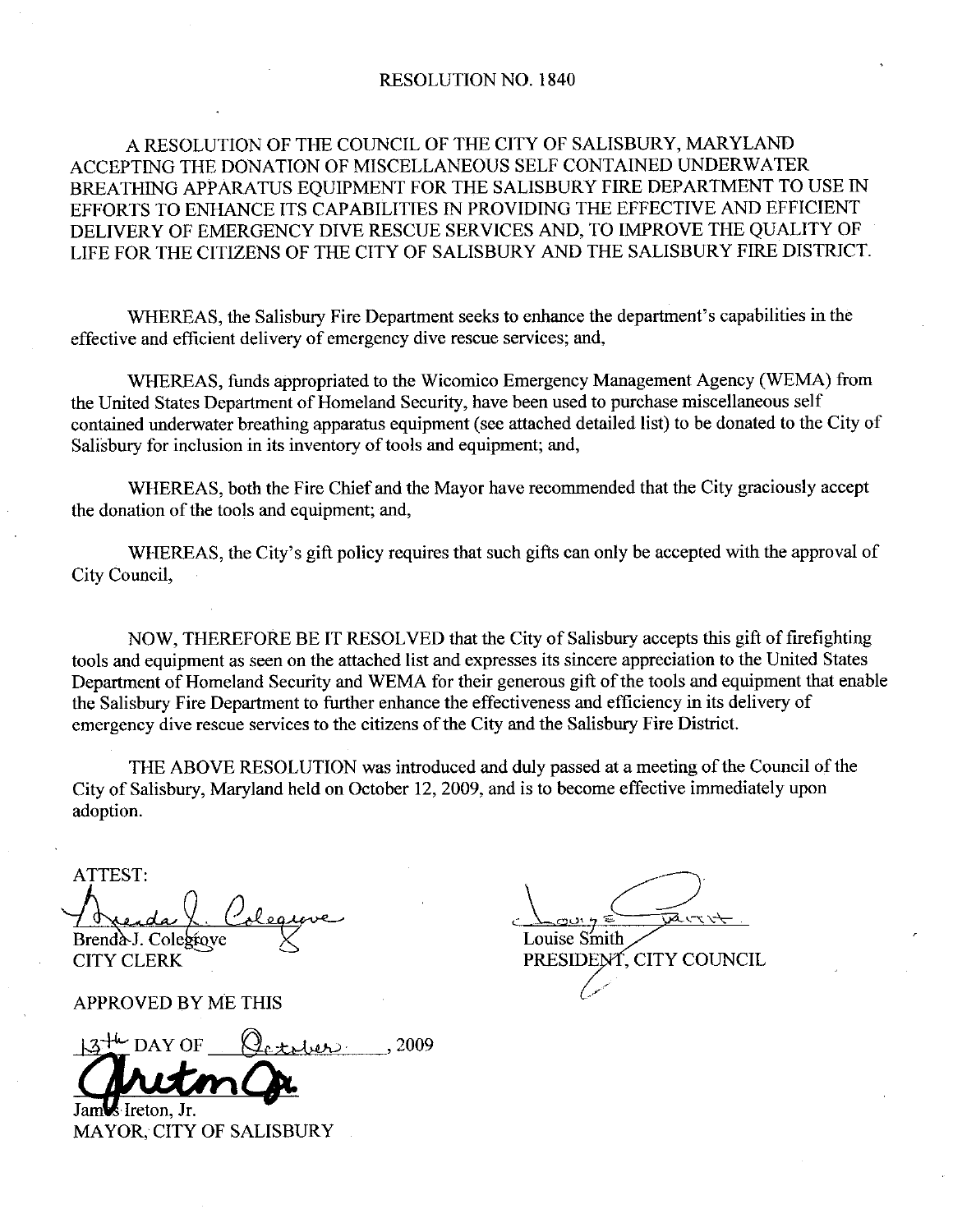# RESOLUTION NO. 1840

A RESOLUTION OF THE COUNCIL OF THE CITY OF SALISBURY, MARYLAND ACCEPTING THE DONATION OF MISCELLANEOUS SELF CONTAINED UNDERWATER BREATHING APPARATUS EQUIPMENT FOR THE SALISBURY FIRE DEPARTMENT TO USE IN EFFORTS TO ENHANCE ITS CAPABILITIES IN PROVIDING THE EFFECTIVE AND EFFICIENT DELIVERY OF EMERGENCY DIVE RESCUE SERVICES AND, TO IMPROVE THE QUALITY OF LIFE FOR THE CITIZENS OF THE CITY OF SALISBURY AND THE SALISBURY FIRE DISTRICT.

WHEREAS, the Salisbury Fire Department seeks to enhance the department's capabilities in the effective and efficient delivery of emergency dive rescue services; and,

WHEREAS, funds appropriated to the Wicomico Emergency Management Agency (WEMA) from the United States Department of Homeland Security, have been used to purchase miscellaneous self contained underwater breathing apparatus equipment (see attached detailed list) to be donated to the City of Salisbury for inclusion in its inventory of tools and equipment; and,

WHEREAS, both the Fire Chief and the Mayor have recommended that the City graciously accept the donation of the tools and equipment; and,

WHEREAS, the City's gift policy requires that such gifts can only be accepted with the approval of City Council,

NOW, THEREFORE BE IT RESOLVED that the City of Salisbury accepts this gift of firefighting tools and equipment as seen on the attached list and expresses its sincere appreciation to the United States Department of Homeland Security and WEMA for their generous gift of the tools and equipment that enable the Salisbury Fire Department to further enhance the effectiveness and efficiency in its delivery of emergency dive rescue services to the citizens of the City and the Salisbury Fire District.

THE ABOVE RESOLUTION was introduced and duly passed at a meeting of the Council of the City of Salisbury, Maryland held on October 12, 2009, and is to become effective immediately upon adoption.

ATTEST:

Brenda J. Colegrove
CITY CLERK

Louise Smith
PRESIDENT, CITY COUNCIL

APPROVED BY ME THIS

13th DAY OF October, 2009

James Ireton, Jr.
MAYOR, CITY OF SALISBURY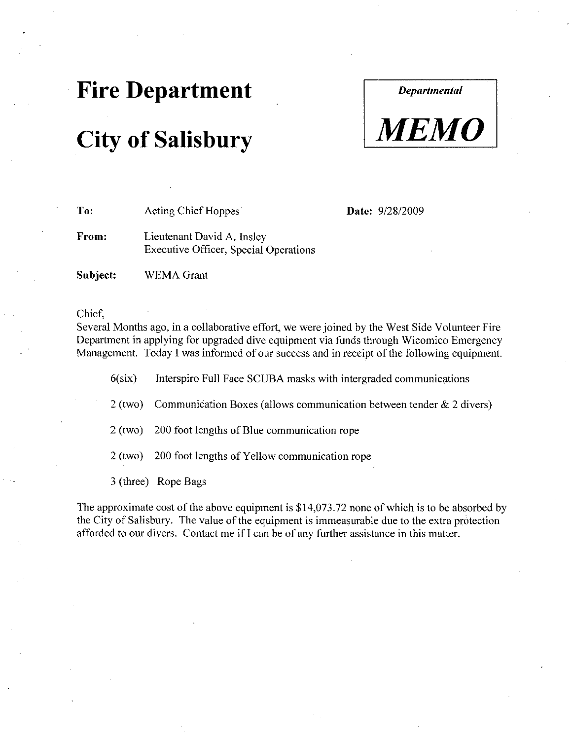# Fire Department

# City of Salisbury

*Departmental*

***MEMO***

**To:** Acting Chief Hoppes

**Date:** 9/28/2009

**From:** Lieutenant David A. Insley
Executive Officer, Special Operations

**Subject:** WEMA Grant

Chief,
Several Months ago, in a collaborative effort, we were joined by the West Side Volunteer Fire Department in applying for upgraded dive equipment via funds through Wicomico Emergency Management. Today I was informed of our success and in receipt of the following equipment.

6(six) Interspiro Full Face SCUBA masks with intergraded communications

2 (two) Communication Boxes (allows communication between tender & 2 divers)

2 (two) 200 foot lengths of Blue communication rope

2 (two) 200 foot lengths of Yellow communication rope

3 (three) Rope Bags

The approximate cost of the above equipment is $14,073.72 none of which is to be absorbed by the City of Salisbury. The value of the equipment is immeasurable due to the extra protection afforded to our divers. Contact me if I can be of any further assistance in this matter.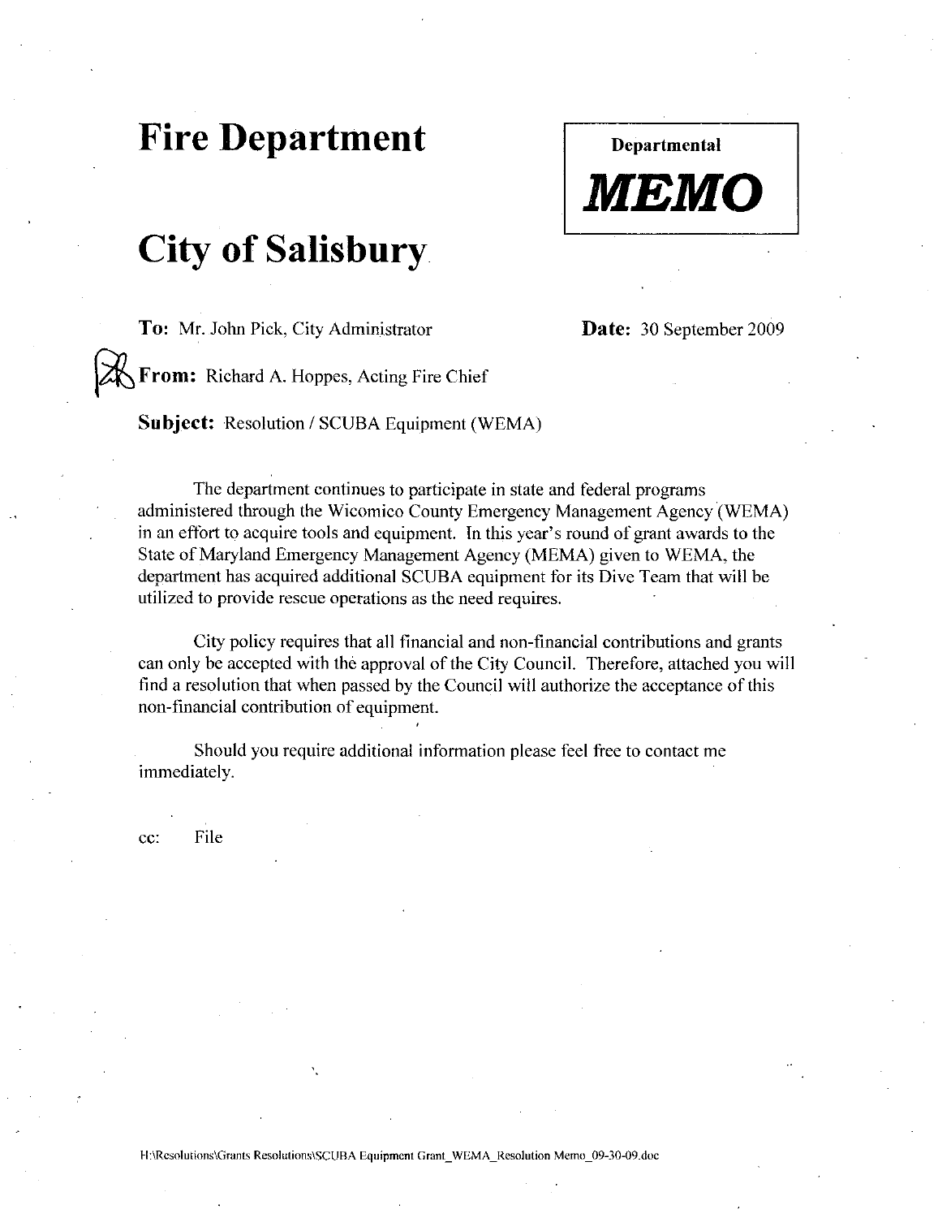# Fire Department

# City of Salisbury

**Departmental**

***MEMO***

**To:** Mr. John Pick, City Administrator

**Date:** 30 September 2009

**From:** Richard A. Hoppes, Acting Fire Chief

**Subject:** Resolution / SCUBA Equipment (WEMA)

The department continues to participate in state and federal programs administered through the Wicomico County Emergency Management Agency (WEMA) in an effort to acquire tools and equipment. In this year's round of grant awards to the State of Maryland Emergency Management Agency (MEMA) given to WEMA, the department has acquired additional SCUBA equipment for its Dive Team that will be utilized to provide rescue operations as the need requires.

City policy requires that all financial and non-financial contributions and grants can only be accepted with the approval of the City Council. Therefore, attached you will find a resolution that when passed by the Council will authorize the acceptance of this non-financial contribution of equipment.

Should you require additional information please feel free to contact me immediately.

cc: File

H:\Resolutions\Grants Resolutions\SCUBA Equipment Grant_WEMA_Resolution Memo_09-30-09.doc